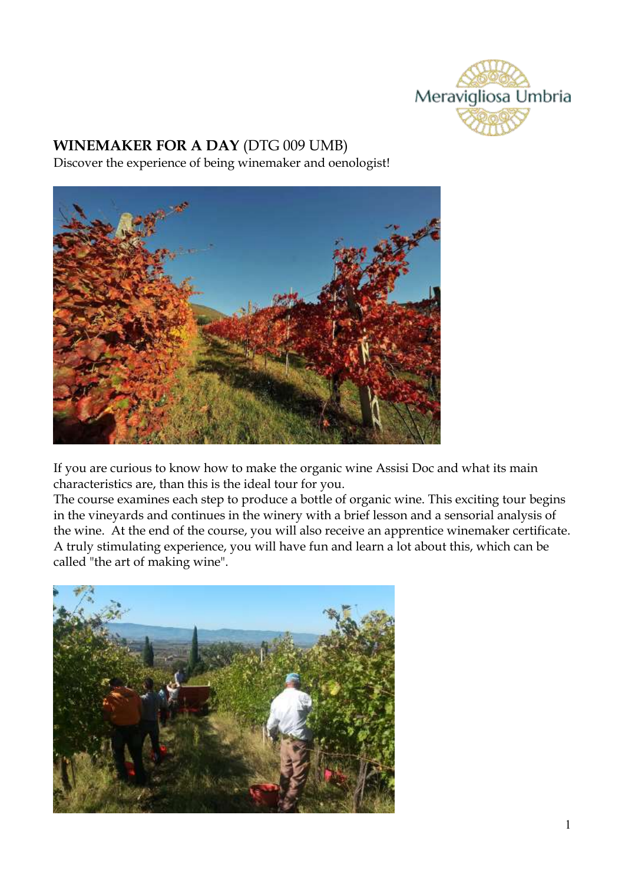# **WINEMAKER FOR A DAY** (DTG 009 UMB)

Discover the experience of being winemaker and oenologist!

If you are curious to know how to make the organic wine Assisi Doc and what its main characteristics are, than this is the ideal tour for you.
The course examines each step to produce a bottle of organic wine. This exciting tour begins in the vineyards and continues in the winery with a brief lesson and a sensorial analysis of the wine. At the end of the course, you will also receive an apprentice winemaker certificate. A truly stimulating experience, you will have fun and learn a lot about this, which can be called "the art of making wine".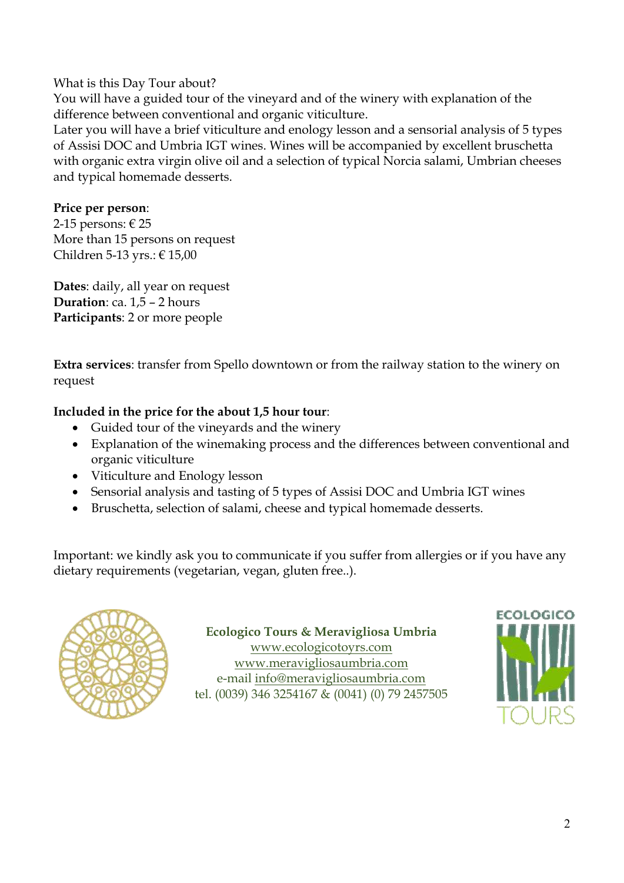What is this Day Tour about?

You will have a guided tour of the vineyard and of the winery with explanation of the difference between conventional and organic viticulture.

Later you will have a brief viticulture and enology lesson and a sensorial analysis of 5 types of Assisi DOC and Umbria IGT wines. Wines will be accompanied by excellent bruschetta with organic extra virgin olive oil and a selection of typical Norcia salami, Umbrian cheeses and typical homemade desserts.

**Price per person**:
2-15 persons: € 25
More than 15 persons on request
Children 5-13 yrs.: € 15,00

**Dates**: daily, all year on request
**Duration**: ca. 1,5 – 2 hours
**Participants**: 2 or more people

**Extra services**: transfer from Spello downtown or from the railway station to the winery on request

**Included in the price for the about 1,5 hour tour**:

- Guided tour of the vineyards and the winery
- Explanation of the winemaking process and the differences between conventional and organic viticulture
- Viticulture and Enology lesson
- Sensorial analysis and tasting of 5 types of Assisi DOC and Umbria IGT wines
- Bruschetta, selection of salami, cheese and typical homemade desserts.

Important: we kindly ask you to communicate if you suffer from allergies or if you have any dietary requirements (vegetarian, vegan, gluten free..).

**Ecologico Tours & Meravigliosa Umbria**
www.ecologicotoyrs.com
www.meravigliosaumbria.com
e-mail info@meravigliosaumbria.com
tel. (0039) 346 3254167 & (0041) (0) 79 2457505

ECOLOGICO TOURS